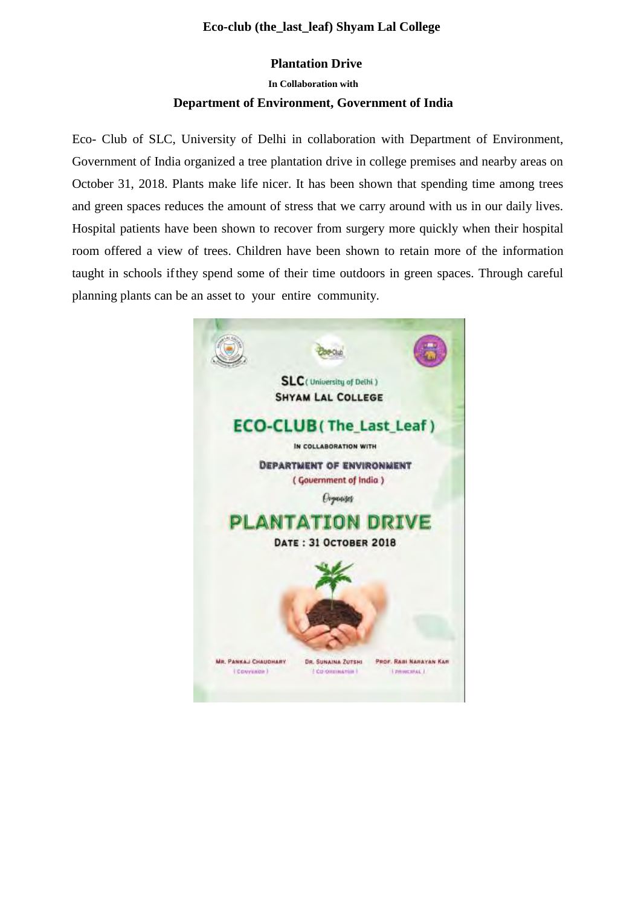**Eco-club (the_last_leaf) Shyam Lal College**

**Plantation Drive**

**In Collaboration with**

**Department of Environment, Government of India**

Eco- Club of SLC, University of Delhi in collaboration with Department of Environment, Government of India organized a tree plantation drive in college premises and nearby areas on October 31, 2018. Plants make life nicer. It has been shown that spending time among trees and green spaces reduces the amount of stress that we carry around with us in our daily lives. Hospital patients have been shown to recover from surgery more quickly when their hospital room offered a view of trees. Children have been shown to retain more of the information taught in schools if they spend some of their time outdoors in green spaces. Through careful planning plants can be an asset to your entire community.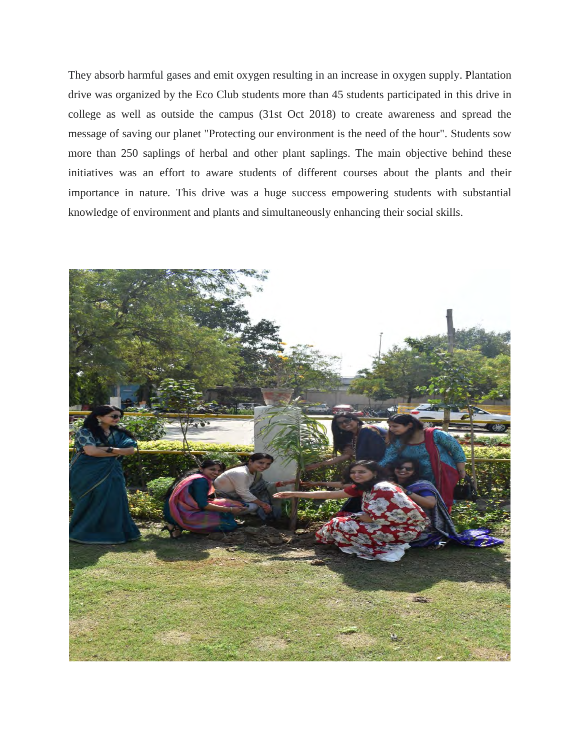They absorb harmful gases and emit oxygen resulting in an increase in oxygen supply. Plantation drive was organized by the Eco Club students more than 45 students participated in this drive in college as well as outside the campus (31st Oct 2018) to create awareness and spread the message of saving our planet "Protecting our environment is the need of the hour". Students sow more than 250 saplings of herbal and other plant saplings. The main objective behind these initiatives was an effort to aware students of different courses about the plants and their importance in nature. This drive was a huge success empowering students with substantial knowledge of environment and plants and simultaneously enhancing their social skills.